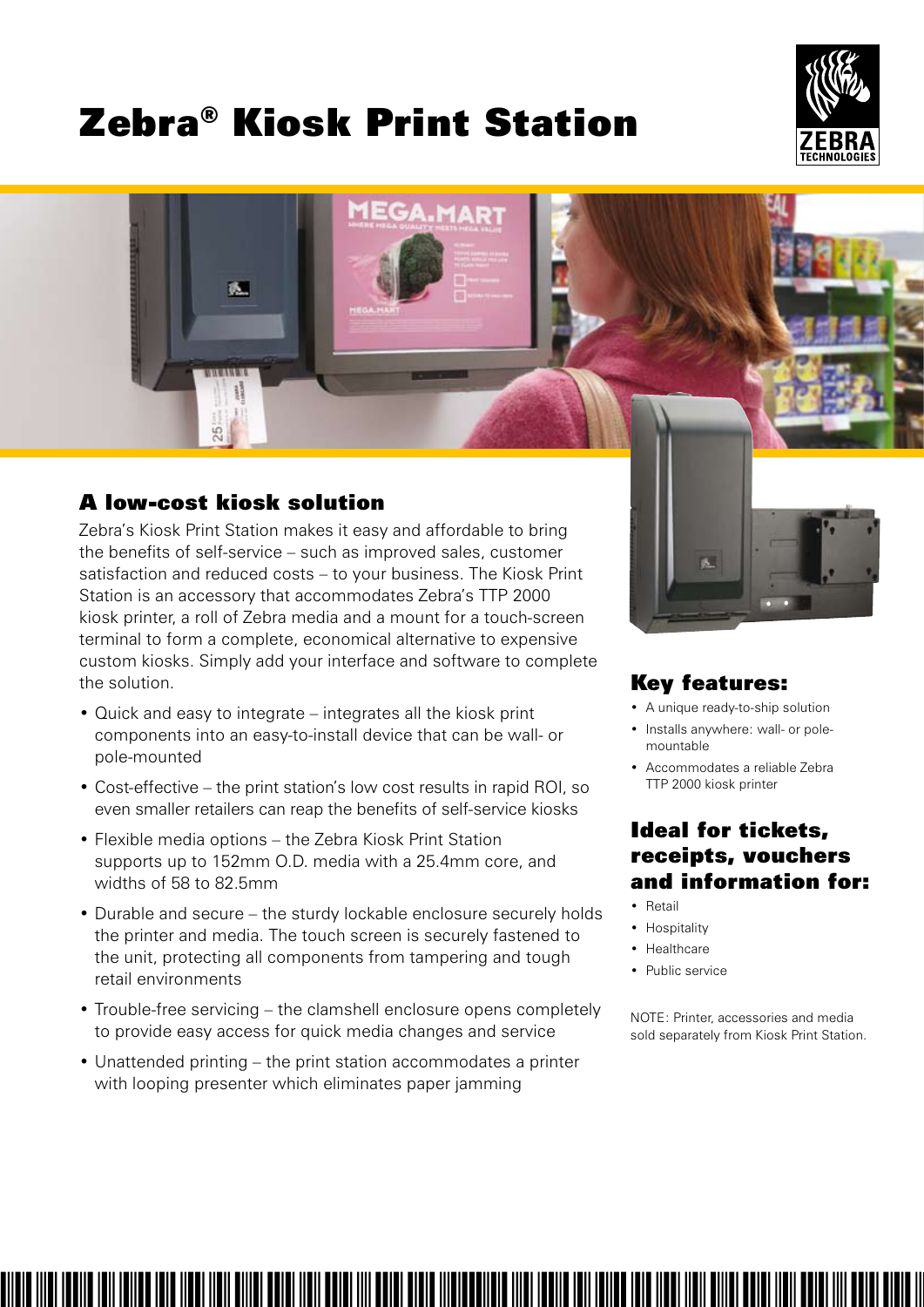# Zebra® Kiosk Print Station

## A low-cost kiosk solution

Zebra's Kiosk Print Station makes it easy and affordable to bring the benefits of self-service – such as improved sales, customer satisfaction and reduced costs – to your business. The Kiosk Print Station is an accessory that accommodates Zebra's TTP 2000 kiosk printer, a roll of Zebra media and a mount for a touch-screen terminal to form a complete, economical alternative to expensive custom kiosks. Simply add your interface and software to complete the solution.

- Quick and easy to integrate – integrates all the kiosk print components into an easy-to-install device that can be wall- or pole-mounted
- Cost-effective – the print station's low cost results in rapid ROI, so even smaller retailers can reap the benefits of self-service kiosks
- Flexible media options – the Zebra Kiosk Print Station supports up to 152mm O.D. media with a 25.4mm core, and widths of 58 to 82.5mm
- Durable and secure – the sturdy lockable enclosure securely holds the printer and media. The touch screen is securely fastened to the unit, protecting all components from tampering and tough retail environments
- Trouble-free servicing – the clamshell enclosure opens completely to provide easy access for quick media changes and service
- Unattended printing – the print station accommodates a printer with looping presenter which eliminates paper jamming

## Key features:

- A unique ready-to-ship solution
- Installs anywhere: wall- or pole-mountable
- Accommodates a reliable Zebra TTP 2000 kiosk printer

## Ideal for tickets, receipts, vouchers and information for:

- Retail
- Hospitality
- Healthcare
- Public service

NOTE: Printer, accessories and media sold separately from Kiosk Print Station.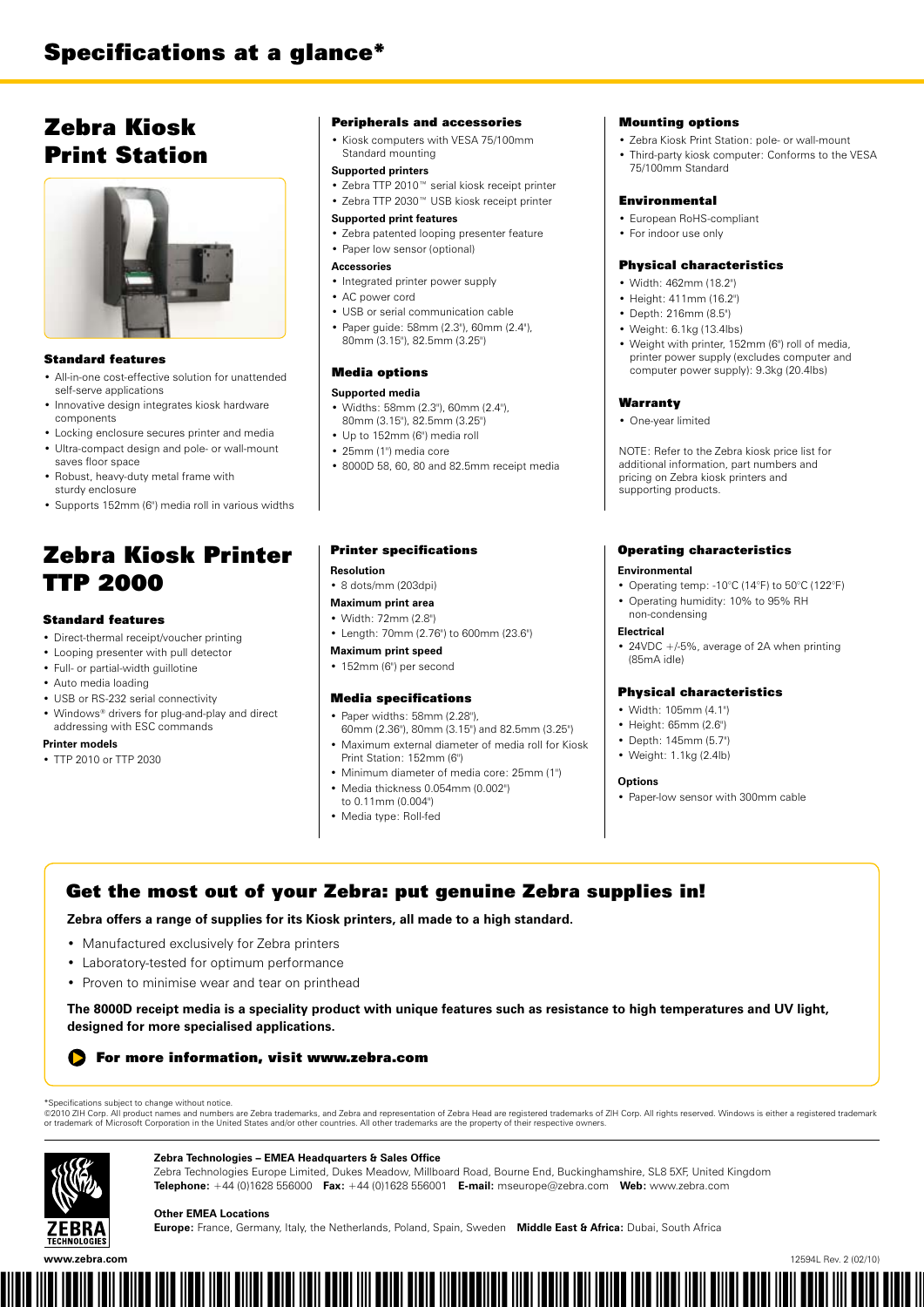# Specifications at a glance*

## Zebra Kiosk Print Station

### Standard features

- All-in-one cost-effective solution for unattended self-serve applications
- Innovative design integrates kiosk hardware components
- Locking enclosure secures printer and media
- Ultra-compact design and pole- or wall-mount saves floor space
- Robust, heavy-duty metal frame with sturdy enclosure
- Supports 152mm (6") media roll in various widths

### Peripherals and accessories

- Kiosk computers with VESA 75/100mm Standard mounting

**Supported printers**

- Zebra TTP 2010™ serial kiosk receipt printer
- Zebra TTP 2030™ USB kiosk receipt printer

**Supported print features**

- Zebra patented looping presenter feature
- Paper low sensor (optional)

**Accessories**

- Integrated printer power supply
- AC power cord
- USB or serial communication cable
- Paper guide: 58mm (2.3"), 60mm (2.4"), 80mm (3.15"), 82.5mm (3.25")

### Media options

**Supported media**

- Widths: 58mm (2.3"), 60mm (2.4"), 80mm (3.15"), 82.5mm (3.25")
- Up to 152mm (6") media roll
- 25mm (1") media core
- 8000D 58, 60, 80 and 82.5mm receipt media

### Mounting options

- Zebra Kiosk Print Station: pole- or wall-mount
- Third-party kiosk computer: Conforms to the VESA 75/100mm Standard

### Environmental

- European RoHS-compliant
- For indoor use only

### Physical characteristics

- Width: 462mm (18.2")
- Height: 411mm (16.2")
- Depth: 216mm (8.5")
- Weight: 6.1kg (13.4lbs)
- Weight with printer, 152mm (6") roll of media, printer power supply (excludes computer and computer power supply): 9.3kg (20.4lbs)

### Warranty

- One-year limited

NOTE: Refer to the Zebra kiosk price list for additional information, part numbers and pricing on Zebra kiosk printers and supporting products.

## Zebra Kiosk Printer TTP 2000

### Standard features

- Direct-thermal receipt/voucher printing
- Looping presenter with pull detector
- Full- or partial-width guillotine
- Auto media loading
- USB or RS-232 serial connectivity
- Windows® drivers for plug-and-play and direct addressing with ESC commands

**Printer models**

- TTP 2010 or TTP 2030

### Printer specifications

**Resolution**

- 8 dots/mm (203dpi)

**Maximum print area**

- Width: 72mm (2.8")
- Length: 70mm (2.76") to 600mm (23.6")

**Maximum print speed**

- 152mm (6") per second

### Media specifications

- Paper widths: 58mm (2.28"), 60mm (2.36"), 80mm (3.15") and 82.5mm (3.25")
- Maximum external diameter of media roll for Kiosk Print Station: 152mm (6")
- Minimum diameter of media core: 25mm (1")
- Media thickness 0.054mm (0.002") to 0.11mm (0.004")
- Media type: Roll-fed

### Operating characteristics

**Environmental**

- Operating temp: -10°C (14°F) to 50°C (122°F)
- Operating humidity: 10% to 95% RH non-condensing

**Electrical**

- 24VDC +/-5%, average of 2A when printing (85mA idle)

### Physical characteristics

- Width: 105mm (4.1")
- Height: 65mm (2.6")
- Depth: 145mm (5.7")
- Weight: 1.1kg (2.4lb)

**Options**

- Paper-low sensor with 300mm cable

## Get the most out of your Zebra: put genuine Zebra supplies in!

**Zebra offers a range of supplies for its Kiosk printers, all made to a high standard.**

- Manufactured exclusively for Zebra printers
- Laboratory-tested for optimum performance
- Proven to minimise wear and tear on printhead

**The 8000D receipt media is a speciality product with unique features such as resistance to high temperatures and UV light, designed for more specialised applications.**

**For more information, visit www.zebra.com**

*Specifications subject to change without notice.
©2010 ZIH Corp. All product names and numbers are Zebra trademarks, and Zebra and representation of Zebra Head are registered trademarks of ZIH Corp. All rights reserved. Windows is either a registered trademark or trademark of Microsoft Corporation in the United States and/or other countries. All other trademarks are the property of their respective owners.

**Zebra Technologies – EMEA Headquarters & Sales Office**
Zebra Technologies Europe Limited, Dukes Meadow, Millboard Road, Bourne End, Buckinghamshire, SL8 5XF, United Kingdom
**Telephone:** +44 (0)1628 556000 **Fax:** +44 (0)1628 556001 **E-mail:** mseurope@zebra.com **Web:** www.zebra.com

**Other EMEA Locations**
**Europe:** France, Germany, Italy, the Netherlands, Poland, Spain, Sweden **Middle East & Africa:** Dubai, South Africa

www.zebra.com

12594L Rev. 2 (02/10)